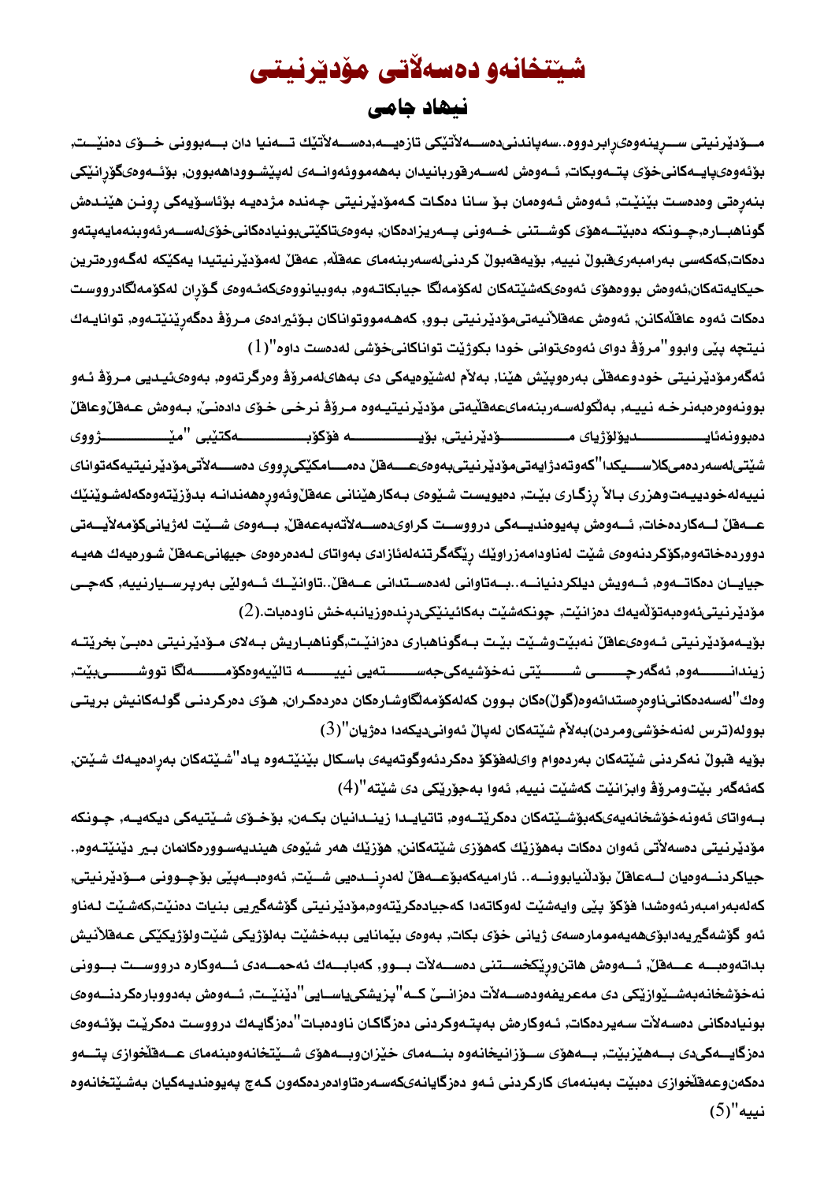# شێتخانەو دەسەڵاتی مۆدێرنیتی

## نیهاد جامی

مۆدێرنیتی سەرپێنەوەی ڕابردووە..سەپاندنی دەسەڵاتێکی تازەیە,دەسەڵاتێك تەنیا دان بەبوونی خۆی دەنێت, بۆئەوەی پایەکانی خۆی پتەوبکات, ئەوەش لەسەرقوربانیدان بەهەمووئەوانەی لەپێشووداهەبوون, بۆئەوەی گۆڕانێکی بنەڕەتی وەدەست بێنێت, ئەوەش ئەوەمان بۆ سانا دەکات کەمۆدێرنیتی چەندە مژدەیە بۆئاسۆیەکی ڕونن هێندەش گوناهبارە,چونکە دەبێتەهۆی کوشتنی خەونی پەڕیزادەکان, بەوەی تاکێتی بونیادەکانی خۆی لەسەرئەوبنەمایەپتەو دەکات,کەکەسی بەرامبەری قبوڵ نییە, بۆیەقەبوڵ کردنی لەسەربنەمای عەقڵە, عەقڵ لەمۆدێرنیتیدا یەکێکە لەگەورەترین حیکایەتەکان,ئەوەش بووەهۆی ئەوەی کەشێتەکان لەکۆمەڵگا جیابکاتەوە, بەوبیانووەی کەئەوەی گۆڕان لەکۆمەڵگادرووست دەکات ئەوە عاقڵەکانن, ئەوەش عەقڵانیەتی مۆدێرنیتی بوو, کەهەمووتواناکان بۆئیرادەی مرۆڤ دەگەڕێنێتەوە, توانایەك نیتچە پێی وابوو"مرۆڤ دوای ئەوەی توانی خودا بکوژێت تواناکانی خۆشی لەدەست داوە"(1)

ئەگەرمۆدێرنیتی خودوعەقڵی بەرەوپێش هێنا, بەڵام لەشێوەیەکی دی بەهای لەمرۆڤ وەرگرتەوە, بەوەی ئیدیی مرۆڤ ئەو بوونەوەرەبەنرخە نییە, بەڵکولەسەربنەمای عەقڵیەتی مۆدێرنیتیەوە مرۆڤ نرخی خۆی دادەنێ, بەوەش عەقڵ وعاقڵ دەبوونەئایدیۆلۆژیای مۆدێرنیتی, بۆیە فۆکۆبەکتێبی "مێژووی شێتی لەسەردەمی کلاسیکدا"کەوتەدژایەتی مۆدێرنیتی بەوەی عەقڵ دەمامکێکی ڕووی دەسەڵاتی مۆدێرنیتیەکەتوانای نییەلەخودیی ەتوهزری باڵا ڕزگاری بێت, دەیویست شێوەی بەکارهێنانی عەقڵ وئەوەڕەهەندانە بدۆزێتەوەکەلەشوێنێك عەقڵ لەکاردەخات, ئەوەش پەیوەندیەکی درووست کراوی دەسەڵاتەبەعەقڵ, بەوەی شێت لەژیانی کۆمەڵایەتی دووردەخاتەوە,کۆکردنەوەی شێت لەناودامەزراوێك ڕێگەگرتنە لەئازادی بەواتای لەدەرەوەی جیهانی عەقڵ شورەیەك هەیە جیایان دەکاتەوە, ئەویش دیلکردنیانە..بەتاوانی لەدەستدانی عەقڵ..تاوانێك ئەولێی بەرپرسیارنییە, کەچی مۆدێرنیتی ئەوەبەتۆڵەیەك دەزانێت, چونکەشێت بەکائینێکی درندەوزیانبەخش ناودەبات.(2)

بۆیەمۆدێرنیتی ئەوەی عاقڵ نەبێت وشێت بێت بەگوناهباری دەزانێت,گوناهباریش بەلای مۆدێرنیتی دەبێ بخرێتە زیندانەوە, ئەگەرچی شێتی نەخۆشیەکی جەستەیی نییە تالێیەوەکۆمەڵگا تووشی بێت, وەك "لەسەدەکانی ناوەڕەستدائەوە(گوڵ)ەکان بوون کەلەکۆمەڵگاوشارەکان دەردەکران, هۆی دەرکردنی گولەکانیش بریتی بووله(ترس لەنەخۆشی ومردن)بەڵام شێتەکان لەپاڵ ئەوانی دیکەدا دەژیان"(3)

بۆیە قبوڵ نەکردنی شێتەکان بەردەوام وای لەفۆکۆ دەکردئەوگوتەیەی باسکال بێنێتەوە یاد"شێتەکان بەڕادەیەك شێتن, کەئەگەر بێت ومرۆڤ وابزانێت کەشێت نییە, ئەوا بەجۆرێکی دی شێتە"(4)

بەواتای ئەونەخۆشخانەیەی کەبۆشێتەکان دەکرێتەوە, تاتیایدا زیندانیان بکەن, بۆخۆی شێتیەکی دیکەیە, چونکە مۆدێرنیتی دەسەڵاتی ئەوان دەکات بەهۆزێك کەهۆزی شێتەکانن, هۆزێك هەر شێوەی هیندیەسوورەکانمان بیر دێنێتەوە.. جیاکردنەوەیان لەعاقڵ بۆدڵنیابوونە.. ئارامیەکەبۆعەقڵ لەدرندەیی شێت, ئەوەبەپێی بۆچوونی مۆدێرنیتی, کەلەبەرامبەرئەوەشدا فۆکۆ پێی وایەشێت لەوکاتەدا کەجیادەکرێتەوە,مۆدێرنیتی گۆشەگیریی بنیات دەنێت,کەشێت لەناو ئەو گۆشەگیریەدابۆی هەیەمومارەسەی ژیانی خۆی بکات, بەوەی بێمانایی ببەخشێت بەلۆژیکی شێت ولۆژیکێکی عەقڵانیش بداتەوەبە عەقڵ, ئەوەش هاتن وڕێکخستنی دەسەڵات بوو, کەبابەك ئەحمەدی ئەوکارە درووست بوونی نەخۆشخانەبەشێوازێکی دی مەعریفەودەسەڵات دەزانێ کە"پزیشکی یاسایی"دێنێت, ئەوەش بەدووبارەکردنەوەی بونیادەکانی دەسەڵات سەیردەکات, ئەوکارەش بەپتەوکردنی دەزگاکان ناودەبات"دەزگایەك درووست دەکرێت بۆئەوەی دەزگایەکی دی بەهێز بێت, بەهۆی سەزانیخانەوە بنەمای خێزان وبەهۆی شێتخانەوەبنەمای عەقڵخوازی پتەو دەکەن وعەقڵخوازی دەبێت بەبنەمای کارکردنی ئەو دەزگایانەی کەسەرەتاوادەردەکەون کەچ پەیوەندیەکیان بەشێتخانەوە نییە"(5)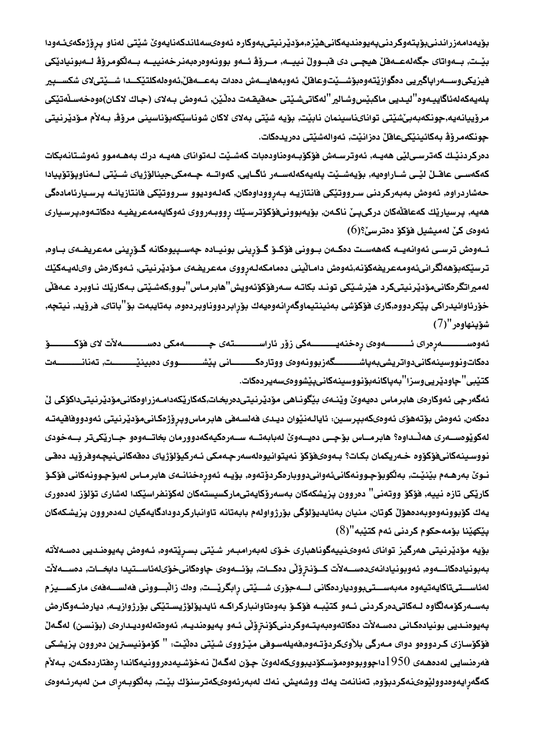بۆیەدامەزراندنی‌بۆپتەوکردنی‌پەیوەندیەکانی‌هێزە,مۆدێرنیتی‌بەوکارە ئەوەی‌سەلماندکەنایەوێ شێتی لەناو پرۆژەکەی‌ئەودا بێـت, بـەواتای جگەلەعـەقڵ هیچـی دی قبـووڵ نییـە, مـرۆڤ ئـەو بوونەوەرەبەنرخەنییـە بـەڵکومرۆڤ لـەبونیادێکی فیزیکی‌وسـەراپاگیریی دەگوازێتەوەبۆشـێت‌وعاقڵ, ئەوبەهایـەش دەدات بەعـەقڵ,ئەوەلەکلتێکـدا شـێتی‌لای شکسـپیر پلەیەکەلەئاگاییەوە"لیـدیی ماکبێس‌وشـالیر"لەکاتی‌شـێتی حەقیقـەت دەڵێن, ئـەوەش بـەلای (جاك لاکان)ەوەخەسـڵەتێکی مرۆییانەیە,چونکەبەبێ‌شێتی توانای‌ناسینمان نابێت, بۆیە شێتی بەلای لاکان شوناسێکەبۆناسینی مرۆڤ, بـەلام مـۆدێرنیتی چونکەمرۆڤ بەکائینێکی‌عاقڵ دەزانێت, ئەوالەشێتی دەریدەکات.

دەرکردنێـك کەترسـی‌لێی هەیـە, ئەوترسـەش فۆکۆبـەوەناودەبات کەشـێت لـەتوانای هەیـە درك بەهـەموو ئەوشـتانەبکات کەکەسـی عاقـڵ لێـی شـاراوەیە, بۆیەشـێت پلەیەکەلەسـەر ئاگـایی, کەواتـە چـەمکی‌جینالۆژیای شـێتی لـەناوپۆتۆپیادا حەشاردراوە, ئەوەش بەبەرکردنی سـرووتێکی فانتازیـە بـەرووداوەکان, کەلـەودیوو سـرووتێکی فانتازیانـە پرسـیارئامادەگی هەیە, پرسیارێك کەعاقڵەکان درکی‌پێ ناکـەن, بۆیەبوونی‌فۆکۆترسـێك رووبـەرووی ئەوکایەمەعریفیـە دەکاتـەوە,پرسـیاری ئەوەی کێ لەمیشیل فۆکۆ دەترسێ؟(6)

ئـەوەش ترسـی ئەوانەیـە کەهەسـت دەکـەن بـوونی فۆکـۆ گـۆڕینی بونیـادە چەسـپیوەکانە گـۆڕینی مەعریفـەی بـاوە, ترسێکەبۆهەڵگرانی‌ئەومەعریفەکۆنە,ئەوەش دامـاڵینی دەمامکەلـەرووی مەعریفـەی مـۆدێرنیتی, ئـەوکارەش وای‌لەیـەکێك لەمیراتگرەکانی‌مۆدێرنیتی‌کرد هێرشێکی تونـد بکاتـە سـەرفۆکۆئەویش"هابرمـاس"بـوو,کەشێتی بـەکارێك نـاوبرد عـەقڵی خۆڕائاوائیدراکی پێکردووە,کاری فۆکۆشی بەئینتیماوگەڕانەوەیەك بۆڕابردووناوبردەوە, بەتایبەت بۆ"باتای, فرۆید, نیتچە, شۆپنهاوەر"(7)

ئەوەسـەرەرای ئـەوەی رەخنەیـەکی زۆر ئاراسـتەی چـەمکی دەسـەلات لای فۆکـۆ دەکات‌ونووسینەکانی‌دواتریشی‌بەپاشـگەزبوونەوەی ووتارەکـانی پێشـووی دەبینێـت, تەنانـەت کتێبی"چاودێریی‌وسزا"بەپاکانەبۆنووسینەکانی‌پێشووەی‌سەیردەکات.

ئەگەرچی ئەوکارەی هابرماس دەیەوێ وێنـەی بێگونـاهی مۆدێرنیتی‌دەربخـات,کەکارێکەدامـەزراوەکانی‌مۆدێرنیتی‌داکۆکی لێ دەکەن, ئەوەش بۆتەهۆی ئەوەی‌کەبپرسین: ئایالـەنێوان دیـدی فەلسـەفی هابرماس‌وپرۆژەکانی‌مۆدێرنیتی ئەودووفاقیەتـە لەکوێوەسـەری هەڵـداوە؟ هابرمـاس بۆچـی دەیـەوێ لەبابەتـە سـەرەکیەکەدوورمان بخاتـەوەو جـارێکیتر بـەخودی نووسـینەکانی‌فۆکۆوە خـەریکمان بکات؟ بـەوەی‌فۆکۆ نەیتوانیوەلەسەرچەمکی ئـەرکیۆلۆژیای دەقەکانی‌نیچەوفرۆید دەقـی نـوێ بەرهـەم بێنێـت, بەڵکوبۆچوونەکانی‌ئەوانی‌دووبارەکردۆتەوە, بۆیـە ئەورەخنانـەی هابرمـاس لەبۆچوونەکانی فۆکـۆ کارێکی تازە نییە, فۆکۆ ووتەنی" دەروون پزیشکەکان بەسەرۆکایەتی‌مارکسیستەکان لەکۆنفراسێکدا لەشاری تۆلۆز لەدەوری یەك کۆبوونەوەوبەدەهۆڵ کوتان, منیان بەئایدیۆلۆگی بۆرژواولەم بابەتانە تاوانبارکردودادگایەکیان لـەدەروون پزیشکەکان پێکهێنا بۆمەحکوم کردنی ئەم کتێبە"(8)

بۆیە مۆدێرنیتی هەرگیز توانای ئەوەی‌نییەگوناهباری خـۆی لەبەرامبـەر شـێتی بسـڕێتەوە, ئـەوەش پەیوەنـدیی دەسـەلاتە بەبونیادەکانـەوە, ئەوبونیادانەی‌دەسـەلات کـۆنترۆڵی دەکـات, بۆئـەوەی چاوەکانی‌خۆی‌لەئاسـتیدا دابخـات, دەسـەلات لەئاسـتی‌تاکایەتیەوە مەبەسـتی‌بوودیاردەکانی لـەجۆری شـێتی ڕابگرێـت, وەك زاڵبـوونی فەلسـەفەی مارکسـیزم بەسـەرکۆمەڵگاوە لـەکاتی‌دەرکردنی ئـەو کتێبـە فۆکـۆ بەوەتاوانبارکراکـە ئایدیۆلۆژیسـتێکی بۆرژوازیـە, دیارەئـەوکارەش پەیوەنـدیی بونیادەکـانی دەسـەلات دەکاتەوەبەپتـەوکردنی‌کۆنترۆڵی ئـەو پەیوەندیـە, ئەوەتەلەودیـدارەی (بۆنسن) لەگـەڵ فۆکۆسازی کـردووەو دوای مـەرگی بلاوی‌کردۆتـەوە,فەیلەسوفی مێـژووی شـێتی دەڵێـت: " کۆمۆنیسـترین دەروون پزیشـکی فەرەنسایی لەدەهەی $1950$داچووبووەوەمۆسکۆدیبووی‌کەلەوێ چۆن لەگەڵ نەخۆشـیەدەروونیەکاندا رەفتاردەکەن, بـەلام کەگەڕایەوەدوولێوەی‌نەکردبۆوە, تەنانەت یەك ووشەیش, نەك لەبەرئەوەی‌کەترسنۆك بێت, بەڵکوبـەرای مـن لەبەرئـەوەی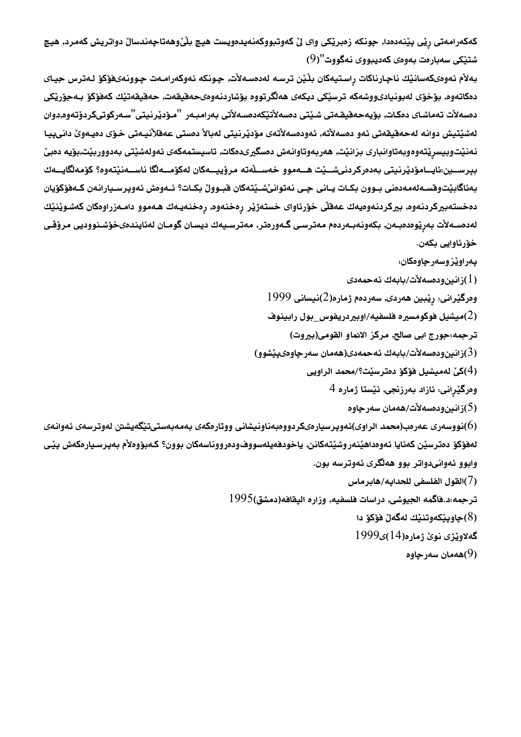کەکەرامەتی ڕێی پێنەدەدا, چونکە زەبرێکی وای لێ کەوتبووکەنەیدەویست هیچ بلێوەهەتاچەندسالێ دواتریش کەمرد, هیچ شتێکی سەبارەت بەوەی کەدیبووی نەگووت"(9)

بەلاّم ئەوەیکەسانێك ناچارناکات ڕاستیەکان بلێن ترسە لەدەسەلاّت, چونکە ئەوکەرامەت چوونەیفۆکۆ لەترس جیای دەکاتەوە, بۆخۆی لەبونیادیووشەکە ترسێکی دیکەی هەلگرتووە بۆشاردنەوەیحەقیقەت, حەقیقەتێك کەفۆکۆ بەجۆرێکی دەسەلاّت تەماشای دەکات, بۆیەحەقیقەتی شێتی دەسەلاّتێکەدەسەلاّتی بەرامبەر "مۆدێرنیتی"سەرکوتیکردۆتەوە,دوان لەشێتیش دوانە لەحەقیقەتی ئەو دەسەلاّتە, ئەودەسەلاّتەی مۆدێرنیتی لەبالاّ دەستی عەقلاّنیەتی خۆی دەیەوێ دانیپیا نەنێتوبیسرێتەوەوبەتاوانباری بزانێت, هەربەوتاوانەش دەسگیریدەکات, تاسیستمەکەی ئەولەشێتی بەدووربێت,بۆیە دەبێ بپرسین:ئایامۆدێرنیتی بەدەرکردنیشێت هەموو خەسلّەتە مرۆییەکان لەکۆمەلگا ناسنێتەوە؟ کۆمەلگایەك بەئاگابێتوقسەلەمەدەنی بوون بکات یانی چی نەتوانیشێتەکان قبوولّ بکات؟ ئەوەش ئەوپرسیارانەن کەفۆکۆیان دەخستەبیرکردنەوە, بیرکردنەوەیەك عەقلّی خۆرئاوای خستەژێر ڕەخنەوە, ڕەخنەیەك هەموو دامەزراوەکان کەشوێنێك لەدەسەلاّت بەرێوەدەبەن, بکەونەبەردەم مەترسی گەورەتر, مەترسیەك دیسان گومان لەئایندەیخۆشنوودیی مرۆڤی خۆرئاوایی بکەن.

پەراوێزوسەرچاوەکان:

(1)زانینودەسەلاّت/بابەك ئەحمەدی

وەرگێرانی: ڕێبین هەردی, سەردەم ژمارە(2)نیسانی 1999

(2)میشیل فوکومسیرە فلسفیە/اوبیردریفوس_بول رابینوف

ترجمە:جورج ابی صالح, مرکز الانماو القومی(بیروت)

(3)زانینودەسەلاّت/بابەك ئەحمەدی(هەمان سەرچاوەیپێشوو)

(4)کێ لەمیشیل فۆکۆ دەترسێت؟/محمد الراویی

وەرگێرانی: ئازاد بەرزنجی, ئێستا ژمارە 4

(5)زانینودەسەلاّت/هەمان سەرچاوە

(6)نووسەری عەرەب(محمد الراوی)ئەوپرسیارەیکردووەبەناونیشانی ووتارەکەی بەمەبەستیتێگەیشتن لەوترسەی ئەوانەی لەفۆکۆ دەترسێن کەئایا ئەوەداهێنەرشێتەکانن, یاخودفەیلەسووفودەروناسەکان بوون؟ کەبۆوەلاّم بەپرسیارەکەش پێی وایوو ئەوانیدواتر بوو هەلگری ئەوترسە بون.

(7)القول الفلسفی للحداپە/هابرماس

ترجمە:د.فاگمە الجیوشی, دراسات فلسفیە, وزارە الپقافە(دمشق)1995

(8)چاوپێکەوتنێك لەگەلّ فۆکۆ دا

گەلاوێژی نوێ ژمارە(14)ی1999

(9)هەمان سەرچاوە